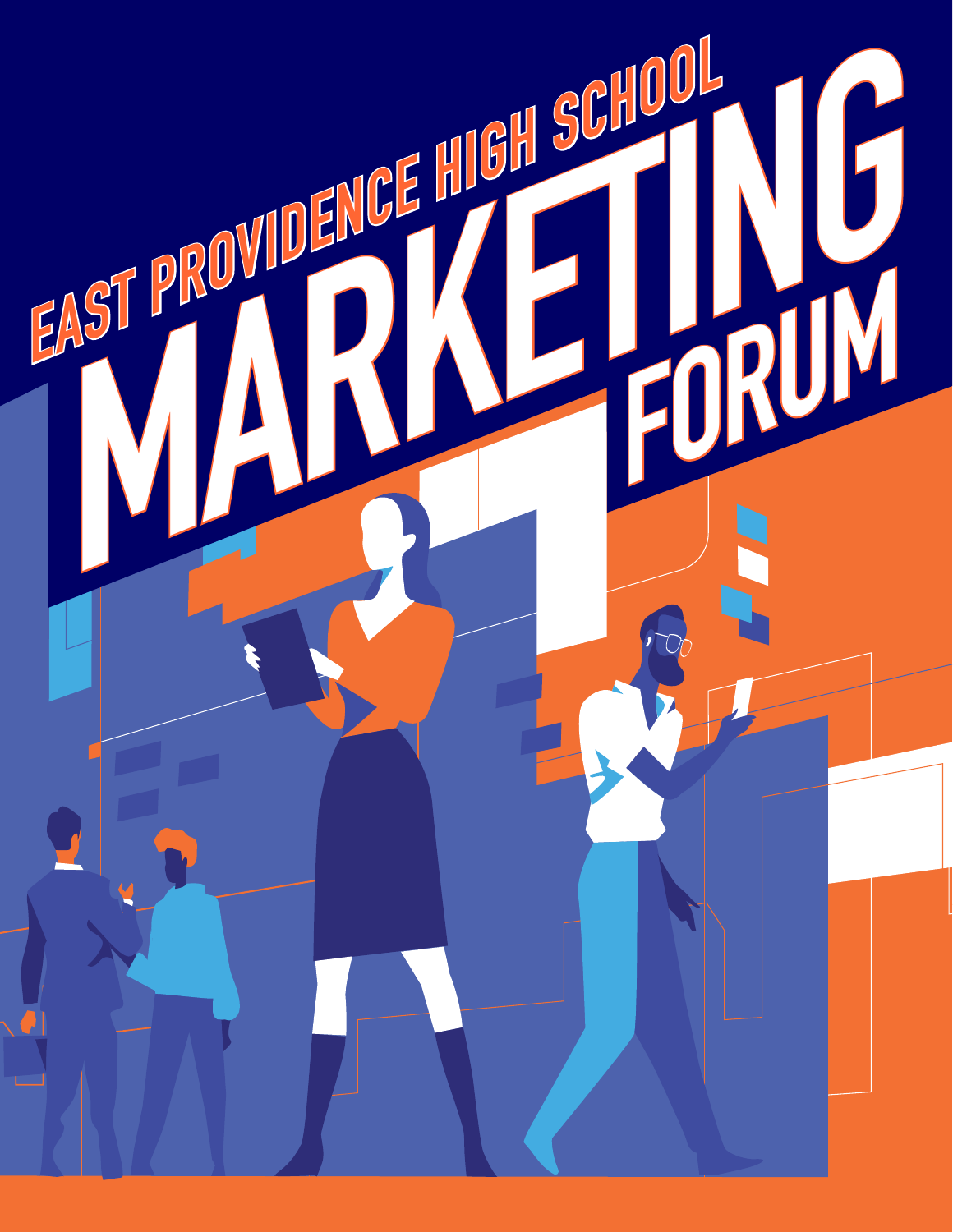# EAST PROVIDENCE HIGH SCHOOL

# MARKETING FORUM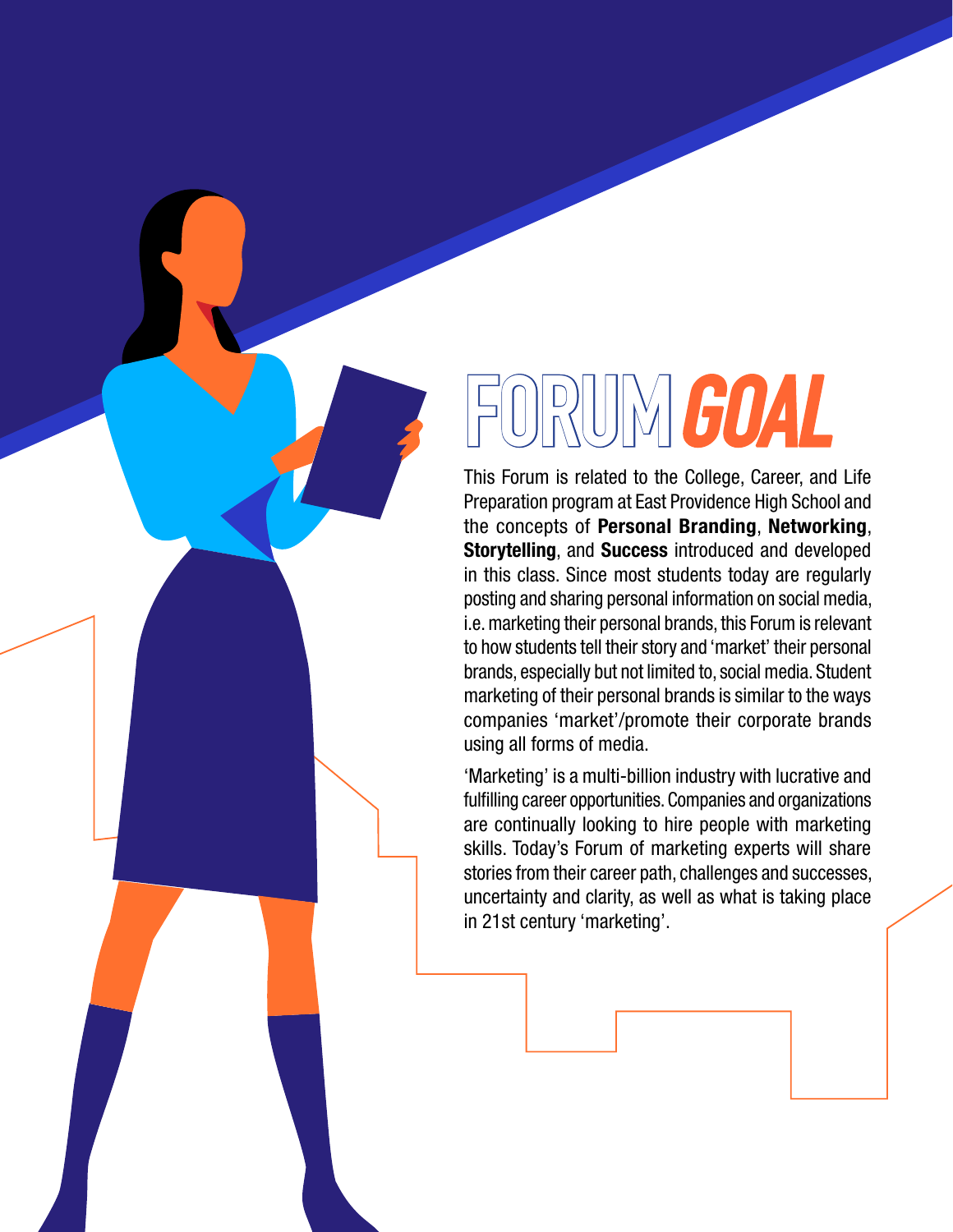# FORUM *GOAL*

This Forum is related to the College, Career, and Life Preparation program at East Providence High School and the concepts of **Personal Branding**, **Networking**, **Storytelling**, and **Success** introduced and developed in this class. Since most students today are regularly posting and sharing personal information on social media, i.e. marketing their personal brands, this Forum is relevant to how students tell their story and 'market' their personal brands, especially but not limited to, social media. Student marketing of their personal brands is similar to the ways companies 'market'/promote their corporate brands using all forms of media.

'Marketing' is a multi-billion industry with lucrative and fulfilling career opportunities. Companies and organizations are continually looking to hire people with marketing skills. Today's Forum of marketing experts will share stories from their career path, challenges and successes, uncertainty and clarity, as well as what is taking place in 21st century 'marketing'.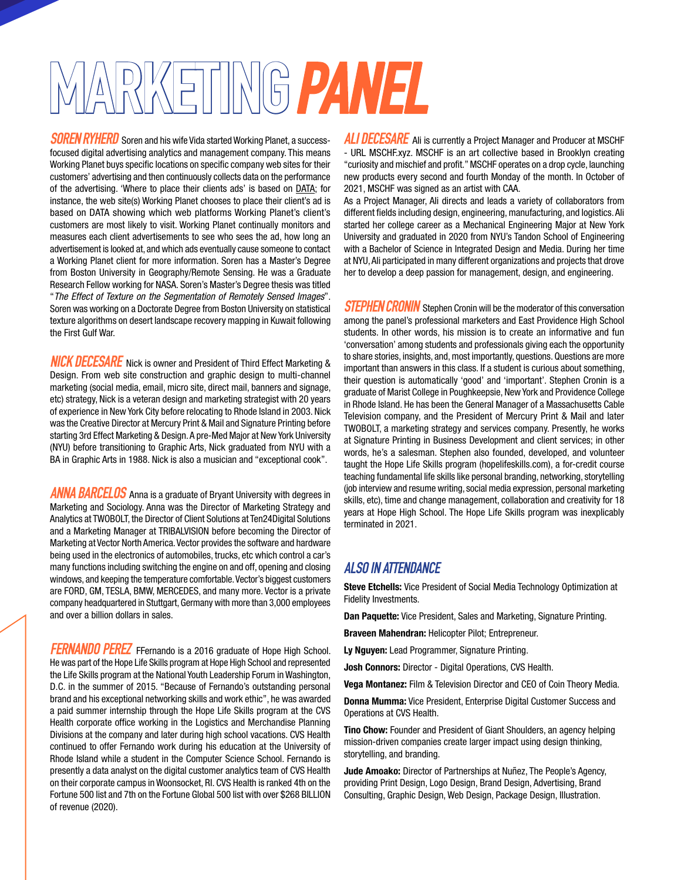# MARKETING *PANEL*

***SOREN RYHERD*** Soren and his wife Vida started Working Planet, a success-focused digital advertising analytics and management company. This means Working Planet buys specific locations on specific company web sites for their customers' advertising and then continuously collects data on the performance of the advertising. 'Where to place their clients ads' is based on DATA; for instance, the web site(s) Working Planet chooses to place their client's ad is based on DATA showing which web platforms Working Planet's client's customers are most likely to visit. Working Planet continually monitors and measures each client advertisements to see who sees the ad, how long an advertisement is looked at, and which ads eventually cause someone to contact a Working Planet client for more information. Soren has a Master's Degree from Boston University in Geography/Remote Sensing. He was a Graduate Research Fellow working for NASA. Soren's Master's Degree thesis was titled "*The Effect of Texture on the Segmentation of Remotely Sensed Images*". Soren was working on a Doctorate Degree from Boston University on statistical texture algorithms on desert landscape recovery mapping in Kuwait following the First Gulf War.

***NICK DECESARE*** Nick is owner and President of Third Effect Marketing & Design. From web site construction and graphic design to multi-channel marketing (social media, email, micro site, direct mail, banners and signage, etc) strategy, Nick is a veteran design and marketing strategist with 20 years of experience in New York City before relocating to Rhode Island in 2003. Nick was the Creative Director at Mercury Print & Mail and Signature Printing before starting 3rd Effect Marketing & Design. A pre-Med Major at New York University (NYU) before transitioning to Graphic Arts, Nick graduated from NYU with a BA in Graphic Arts in 1988. Nick is also a musician and "exceptional cook".

***ANNA BARCELOS*** Anna is a graduate of Bryant University with degrees in Marketing and Sociology. Anna was the Director of Marketing Strategy and Analytics at TWOBOLT, the Director of Client Solutions at Ten24Digital Solutions and a Marketing Manager at TRIBALVISION before becoming the Director of Marketing at Vector North America. Vector provides the software and hardware being used in the electronics of automobiles, trucks, etc which control a car's many functions including switching the engine on and off, opening and closing windows, and keeping the temperature comfortable. Vector's biggest customers are FORD, GM, TESLA, BMW, MERCEDES, and many more. Vector is a private company headquartered in Stuttgart, Germany with more than 3,000 employees and over a billion dollars in sales.

***FERNANDO PEREZ*** FFernando is a 2016 graduate of Hope High School. He was part of the Hope Life Skills program at Hope High School and represented the Life Skills program at the National Youth Leadership Forum in Washington, D.C. in the summer of 2015. "Because of Fernando's outstanding personal brand and his exceptional networking skills and work ethic", he was awarded a paid summer internship through the Hope Life Skills program at the CVS Health corporate office working in the Logistics and Merchandise Planning Divisions at the company and later during high school vacations. CVS Health continued to offer Fernando work during his education at the University of Rhode Island while a student in the Computer Science School. Fernando is presently a data analyst on the digital customer analytics team of CVS Health on their corporate campus in Woonsocket, RI. CVS Health is ranked 4th on the Fortune 500 list and 7th on the Fortune Global 500 list with over $268 BILLION of revenue (2020).

***ALI DECESARE*** Ali is currently a Project Manager and Producer at MSCHF - URL MSCHF.xyz. MSCHF is an art collective based in Brooklyn creating "curiosity and mischief and profit." MSCHF operates on a drop cycle, launching new products every second and fourth Monday of the month. In October of 2021, MSCHF was signed as an artist with CAA.

As a Project Manager, Ali directs and leads a variety of collaborators from different fields including design, engineering, manufacturing, and logistics. Ali started her college career as a Mechanical Engineering Major at New York University and graduated in 2020 from NYU's Tandon School of Engineering with a Bachelor of Science in Integrated Design and Media. During her time at NYU, Ali participated in many different organizations and projects that drove her to develop a deep passion for management, design, and engineering.

***STEPHEN CRONIN*** Stephen Cronin will be the moderator of this conversation among the panel's professional marketers and East Providence High School students. In other words, his mission is to create an informative and fun 'conversation' among students and professionals giving each the opportunity to share stories, insights, and, most importantly, questions. Questions are more important than answers in this class. If a student is curious about something, their question is automatically 'good' and 'important'. Stephen Cronin is a graduate of Marist College in Poughkeepsie, New York and Providence College in Rhode Island. He has been the General Manager of a Massachusetts Cable Television company, and the President of Mercury Print & Mail and later TWOBOLT, a marketing strategy and services company. Presently, he works at Signature Printing in Business Development and client services; in other words, he's a salesman. Stephen also founded, developed, and volunteer taught the Hope Life Skills program (hopelifeskills.com), a for-credit course teaching fundamental life skills like personal branding, networking, storytelling (job interview and resume writing, social media expression, personal marketing skills, etc), time and change management, collaboration and creativity for 18 years at Hope High School. The Hope Life Skills program was inexplicably terminated in 2021.

## *ALSO IN ATTENDANCE*

**Steve Etchells:** Vice President of Social Media Technology Optimization at Fidelity Investments.

**Dan Paquette:** Vice President, Sales and Marketing, Signature Printing.

**Braveen Mahendran:** Helicopter Pilot; Entrepreneur.

**Ly Nguyen:** Lead Programmer, Signature Printing.

**Josh Connors:** Director - Digital Operations, CVS Health.

**Vega Montanez:** Film & Television Director and CEO of Coin Theory Media.

**Donna Mumma:** Vice President, Enterprise Digital Customer Success and Operations at CVS Health.

**Tino Chow:** Founder and President of Giant Shoulders, an agency helping mission-driven companies create larger impact using design thinking, storytelling, and branding.

**Jude Amoako:** Director of Partnerships at Nuñez, The People's Agency, providing Print Design, Logo Design, Brand Design, Advertising, Brand Consulting, Graphic Design, Web Design, Package Design, Illustration.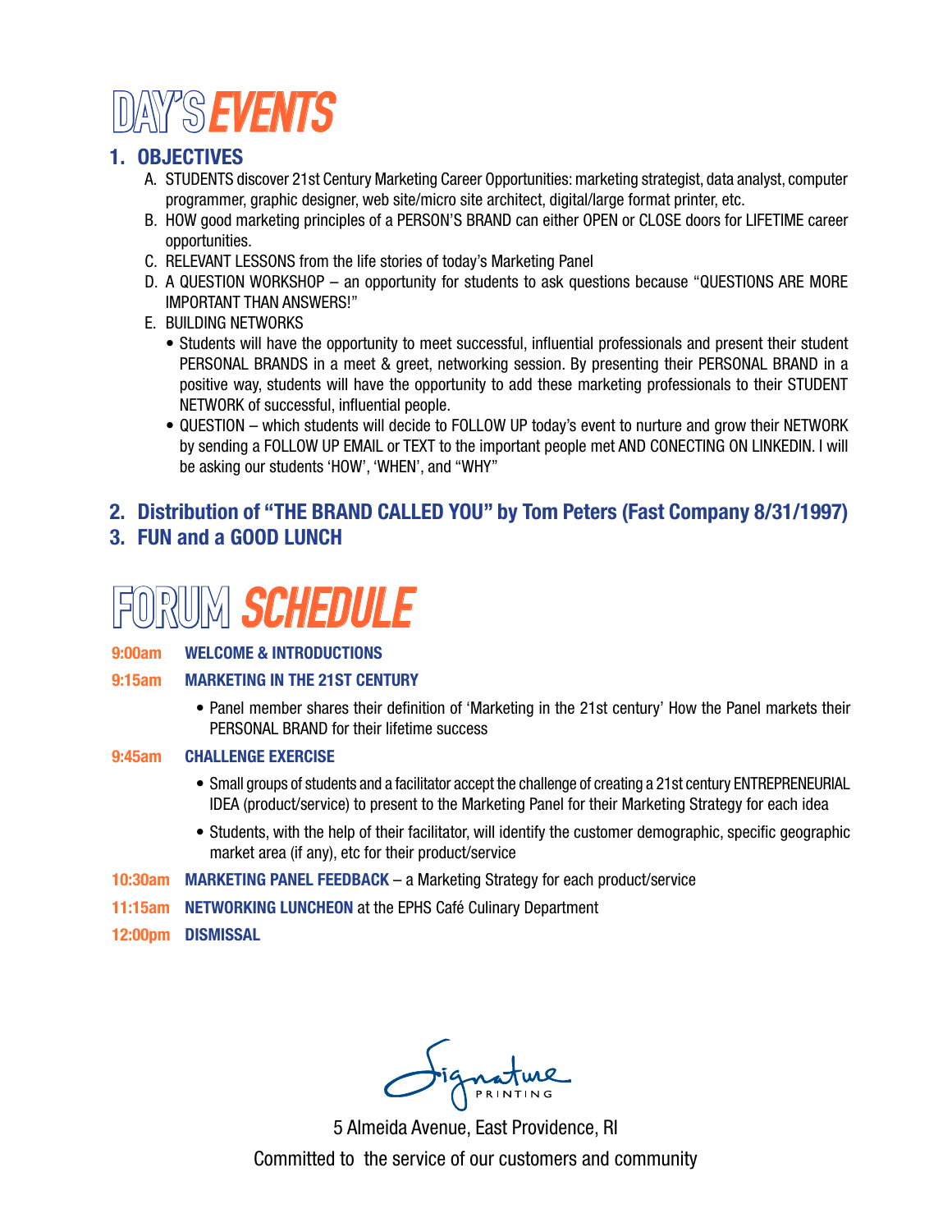# DAY'S EVENTS

## 1. OBJECTIVES

A. STUDENTS discover 21st Century Marketing Career Opportunities: marketing strategist, data analyst, computer programmer, graphic designer, web site/micro site architect, digital/large format printer, etc.

B. HOW good marketing principles of a PERSON'S BRAND can either OPEN or CLOSE doors for LIFETIME career opportunities.

C. RELEVANT LESSONS from the life stories of today's Marketing Panel

D. A QUESTION WORKSHOP – an opportunity for students to ask questions because "QUESTIONS ARE MORE IMPORTANT THAN ANSWERS!"

E. BUILDING NETWORKS

- Students will have the opportunity to meet successful, influential professionals and present their student PERSONAL BRANDS in a meet & greet, networking session. By presenting their PERSONAL BRAND in a positive way, students will have the opportunity to add these marketing professionals to their STUDENT NETWORK of successful, influential people.
- QUESTION – which students will decide to FOLLOW UP today's event to nurture and grow their NETWORK by sending a FOLLOW UP EMAIL or TEXT to the important people met AND CONECTING ON LINKEDIN. I will be asking our students 'HOW', 'WHEN', and "WHY"

## 2. Distribution of "THE BRAND CALLED YOU" by Tom Peters (Fast Company 8/31/1997)

## 3. FUN and a GOOD LUNCH

# FORUM SCHEDULE

**9:00am** **WELCOME & INTRODUCTIONS**

**9:15am** **MARKETING IN THE 21ST CENTURY**

- Panel member shares their definition of 'Marketing in the 21st century' How the Panel markets their PERSONAL BRAND for their lifetime success

**9:45am** **CHALLENGE EXERCISE**

- Small groups of students and a facilitator accept the challenge of creating a 21st century ENTREPRENEURIAL IDEA (product/service) to present to the Marketing Panel for their Marketing Strategy for each idea
- Students, with the help of their facilitator, will identify the customer demographic, specific geographic market area (if any), etc for their product/service

**10:30am** **MARKETING PANEL FEEDBACK** – a Marketing Strategy for each product/service

**11:15am** **NETWORKING LUNCHEON** at the EPHS Café Culinary Department

**12:00pm** **DISMISSAL**

Signature PRINTING

5 Almeida Avenue, East Providence, RI

Committed to the service of our customers and community